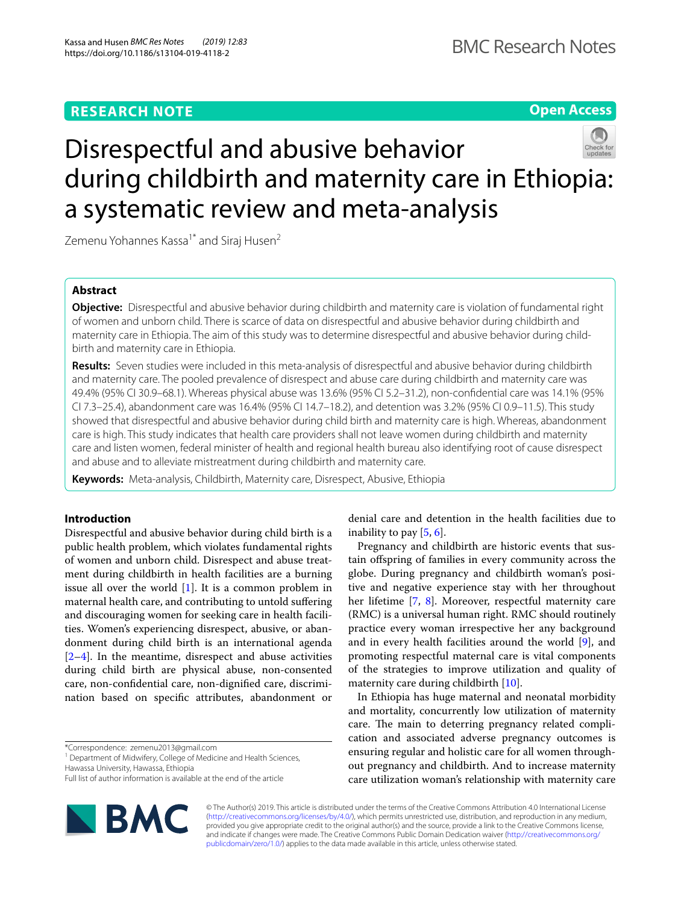**RESEARCH NOTE** **Open Access**

# Disrespectful and abusive behavior during childbirth and maternity care in Ethiopia: a systematic review and meta-analysis

Zemenu Yohannes Kassa[1*] and Siraj Husen[2]

## Abstract

**Objective:** Disrespectful and abusive behavior during childbirth and maternity care is violation of fundamental right of women and unborn child. There is scarce of data on disrespectful and abusive behavior during childbirth and maternity care in Ethiopia. The aim of this study was to determine disrespectful and abusive behavior during childbirth and maternity care in Ethiopia.

**Results:** Seven studies were included in this meta-analysis of disrespectful and abusive behavior during childbirth and maternity care. The pooled prevalence of disrespect and abuse care during childbirth and maternity care was 49.4% (95% CI 30.9–68.1). Whereas physical abuse was 13.6% (95% CI 5.2–31.2), non-confidential care was 14.1% (95% CI 7.3–25.4), abandonment care was 16.4% (95% CI 14.7–18.2), and detention was 3.2% (95% CI 0.9–11.5). This study showed that disrespectful and abusive behavior during child birth and maternity care is high. Whereas, abandonment care is high. This study indicates that health care providers shall not leave women during childbirth and maternity care and listen women, federal minister of health and regional health bureau also identifying root of cause disrespect and abuse and to alleviate mistreatment during childbirth and maternity care.

**Keywords:** Meta-analysis, Childbirth, Maternity care, Disrespect, Abusive, Ethiopia

## Introduction

Disrespectful and abusive behavior during child birth is a public health problem, which violates fundamental rights of women and unborn child. Disrespect and abuse treatment during childbirth in health facilities are a burning issue all over the world [1]. It is a common problem in maternal health care, and contributing to untold suffering and discouraging women for seeking care in health facilities. Women's experiencing disrespect, abusive, or abandonment during child birth is an international agenda [2–4]. In the meantime, disrespect and abuse activities during child birth are physical abuse, non-consented care, non-confidential care, non-dignified care, discrimination based on specific attributes, abandonment or denial care and detention in the health facilities due to inability to pay [5, 6].

Pregnancy and childbirth are historic events that sustain offspring of families in every community across the globe. During pregnancy and childbirth woman's positive and negative experience stay with her throughout her lifetime [7, 8]. Moreover, respectful maternity care (RMC) is a universal human right. RMC should routinely practice every woman irrespective her any background and in every health facilities around the world [9], and promoting respectful maternal care is vital components of the strategies to improve utilization and quality of maternity care during childbirth [10].

In Ethiopia has huge maternal and neonatal morbidity and mortality, concurrently low utilization of maternity care. The main to deterring pregnancy related complication and associated adverse pregnancy outcomes is ensuring regular and holistic care for all women throughout pregnancy and childbirth. And to increase maternity care utilization woman's relationship with maternity care

*Correspondence: zemenu2013@gmail.com
[1] Department of Midwifery, College of Medicine and Health Sciences, Hawassa University, Hawassa, Ethiopia
Full list of author information is available at the end of the article

© The Author(s) 2019. This article is distributed under the terms of the Creative Commons Attribution 4.0 International License (http://creativecommons.org/licenses/by/4.0/), which permits unrestricted use, distribution, and reproduction in any medium, provided you give appropriate credit to the original author(s) and the source, provide a link to the Creative Commons license, and indicate if changes were made. The Creative Commons Public Domain Dedication waiver (http://creativecommons.org/publicdomain/zero/1.0/) applies to the data made available in this article, unless otherwise stated.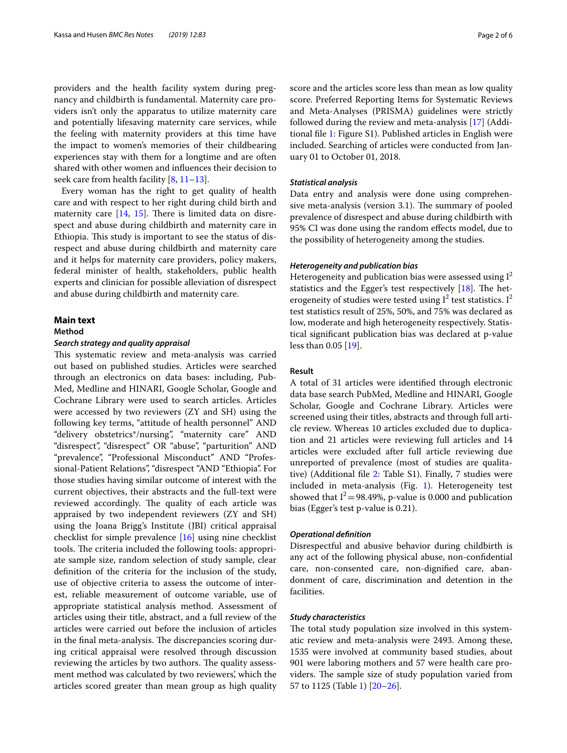providers and the health facility system during pregnancy and childbirth is fundamental. Maternity care providers isn't only the apparatus to utilize maternity care and potentially lifesaving maternity care services, while the feeling with maternity providers at this time have the impact to women's memories of their childbearing experiences stay with them for a longtime and are often shared with other women and influences their decision to seek care from health facility [8, 11–13].

Every woman has the right to get quality of health care and with respect to her right during child birth and maternity care [14, 15]. There is limited data on disrespect and abuse during childbirth and maternity care in Ethiopia. This study is important to see the status of disrespect and abuse during childbirth and maternity care and it helps for maternity care providers, policy makers, federal minister of health, stakeholders, public health experts and clinician for possible alleviation of disrespect and abuse during childbirth and maternity care.

## Main text

### Method

#### *Search strategy and quality appraisal*

This systematic review and meta-analysis was carried out based on published studies. Articles were searched through an electronics on data bases: including, PubMed, Medline and HINARI, Google Scholar, Google and Cochrane Library were used to search articles. Articles were accessed by two reviewers (ZY and SH) using the following key terms, "attitude of health personnel" AND "delivery obstetrics*/nursing", "maternity care" AND "disrespect", "disrespect" OR "abuse", "parturition" AND "prevalence", "Professional Misconduct" AND "Professional-Patient Relations", "disrespect "AND "Ethiopia". For those studies having similar outcome of interest with the current objectives, their abstracts and the full-text were reviewed accordingly. The quality of each article was appraised by two independent reviewers (ZY and SH) using the Joana Brigg's Institute (JBI) critical appraisal checklist for simple prevalence [16] using nine checklist tools. The criteria included the following tools: appropriate sample size, random selection of study sample, clear definition of the criteria for the inclusion of the study, use of objective criteria to assess the outcome of interest, reliable measurement of outcome variable, use of appropriate statistical analysis method. Assessment of articles using their title, abstract, and a full review of the articles were carried out before the inclusion of articles in the final meta-analysis. The discrepancies scoring during critical appraisal were resolved through discussion reviewing the articles by two authors. The quality assessment method was calculated by two reviewers', which the articles scored greater than mean group as high quality score and the articles score less than mean as low quality score. Preferred Reporting Items for Systematic Reviews and Meta-Analyses (PRISMA) guidelines were strictly followed during the review and meta-analysis [17] (Additional file 1: Figure S1). Published articles in English were included. Searching of articles were conducted from January 01 to October 01, 2018.

#### *Statistical analysis*

Data entry and analysis were done using comprehensive meta-analysis (version 3.1). The summary of pooled prevalence of disrespect and abuse during childbirth with 95% CI was done using the random effects model, due to the possibility of heterogeneity among the studies.

#### *Heterogeneity and publication bias*

Heterogeneity and publication bias were assessed using $I^2$ statistics and the Egger's test respectively [18]. The heterogeneity of studies were tested using $I^2$ test statistics. $I^2$ test statistics result of 25%, 50%, and 75% was declared as low, moderate and high heterogeneity respectively. Statistical significant publication bias was declared at p-value less than 0.05 [19].

### Result

A total of 31 articles were identified through electronic data base search PubMed, Medline and HINARI, Google Scholar, Google and Cochrane Library. Articles were screened using their titles, abstracts and through full article review. Whereas 10 articles excluded due to duplication and 21 articles were reviewing full articles and 14 articles were excluded after full article reviewing due unreported of prevalence (most of studies are qualitative) (Additional file 2: Table S1). Finally, 7 studies were included in meta-analysis (Fig. 1). Heterogeneity test showed that $I^2 = 98.49\%$, p-value is 0.000 and publication bias (Egger's test p-value is 0.21).

#### *Operational definition*

Disrespectful and abusive behavior during childbirth is any act of the following physical abuse, non-confidential care, non-consented care, non-dignified care, abandonment of care, discrimination and detention in the facilities.

#### *Study characteristics*

The total study population size involved in this systematic review and meta-analysis were 2493. Among these, 1535 were involved at community based studies, about 901 were laboring mothers and 57 were health care providers. The sample size of study population varied from 57 to 1125 (Table 1) [20–26].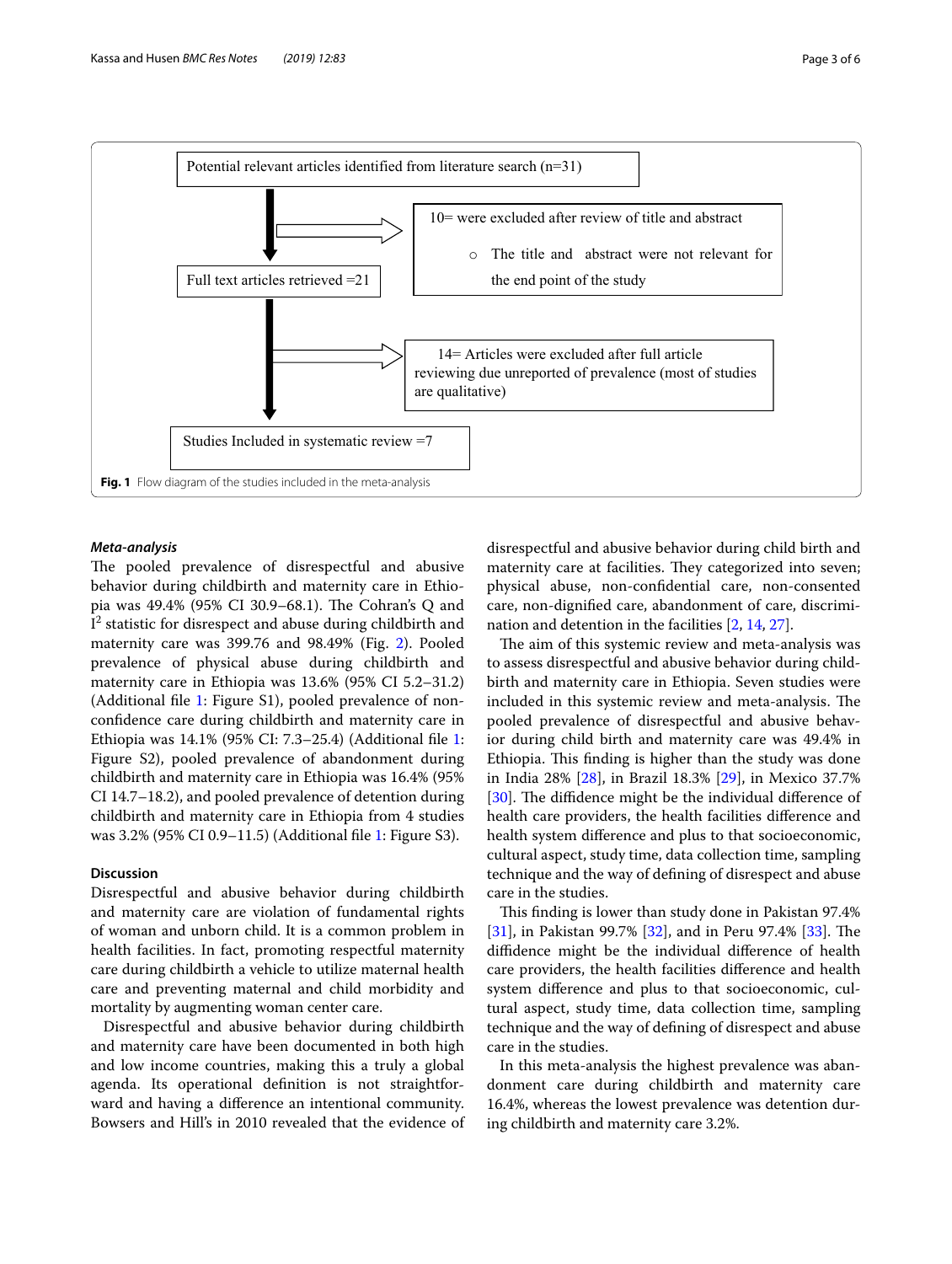Potential relevant articles identified from literature search (n=31)

10= were excluded after review of title and abstract

- The title and abstract were not relevant for the end point of the study

Full text articles retrieved =21

14= Articles were excluded after full article reviewing due unreported of prevalence (most of studies are qualitative)

Studies Included in systematic review =7

**Fig. 1** Flow diagram of the studies included in the meta-analysis

### *Meta-analysis*

The pooled prevalence of disrespectful and abusive behavior during childbirth and maternity care in Ethiopia was 49.4% (95% CI 30.9–68.1). The Cohran's Q and $I^2$ statistic for disrespect and abuse during childbirth and maternity care was 399.76 and 98.49% (Fig. 2). Pooled prevalence of physical abuse during childbirth and maternity care in Ethiopia was 13.6% (95% CI 5.2–31.2) (Additional file 1: Figure S1), pooled prevalence of non-confidence care during childbirth and maternity care in Ethiopia was 14.1% (95% CI: 7.3–25.4) (Additional file 1: Figure S2), pooled prevalence of abandonment during childbirth and maternity care in Ethiopia was 16.4% (95% CI 14.7–18.2), and pooled prevalence of detention during childbirth and maternity care in Ethiopia from 4 studies was 3.2% (95% CI 0.9–11.5) (Additional file 1: Figure S3).

## Discussion

Disrespectful and abusive behavior during childbirth and maternity care are violation of fundamental rights of woman and unborn child. It is a common problem in health facilities. In fact, promoting respectful maternity care during childbirth a vehicle to utilize maternal health care and preventing maternal and child morbidity and mortality by augmenting woman center care.

Disrespectful and abusive behavior during childbirth and maternity care have been documented in both high and low income countries, making this a truly a global agenda. Its operational definition is not straightforward and having a difference an intentional community. Bowsers and Hill's in 2010 revealed that the evidence of disrespectful and abusive behavior during child birth and maternity care at facilities. They categorized into seven; physical abuse, non-confidential care, non-consented care, non-dignified care, abandonment of care, discrimination and detention in the facilities [2, 14, 27].

The aim of this systemic review and meta-analysis was to assess disrespectful and abusive behavior during childbirth and maternity care in Ethiopia. Seven studies were included in this systemic review and meta-analysis. The pooled prevalence of disrespectful and abusive behavior during child birth and maternity care was 49.4% in Ethiopia. This finding is higher than the study was done in India 28% [28], in Brazil 18.3% [29], in Mexico 37.7% [30]. The diffidence might be the individual difference of health care providers, the health facilities difference and health system difference and plus to that socioeconomic, cultural aspect, study time, data collection time, sampling technique and the way of defining of disrespect and abuse care in the studies.

This finding is lower than study done in Pakistan 97.4% [31], in Pakistan 99.7% [32], and in Peru 97.4% [33]. The diffidence might be the individual difference of health care providers, the health facilities difference and health system difference and plus to that socioeconomic, cultural aspect, study time, data collection time, sampling technique and the way of defining of disrespect and abuse care in the studies.

In this meta-analysis the highest prevalence was abandonment care during childbirth and maternity care 16.4%, whereas the lowest prevalence was detention during childbirth and maternity care 3.2%.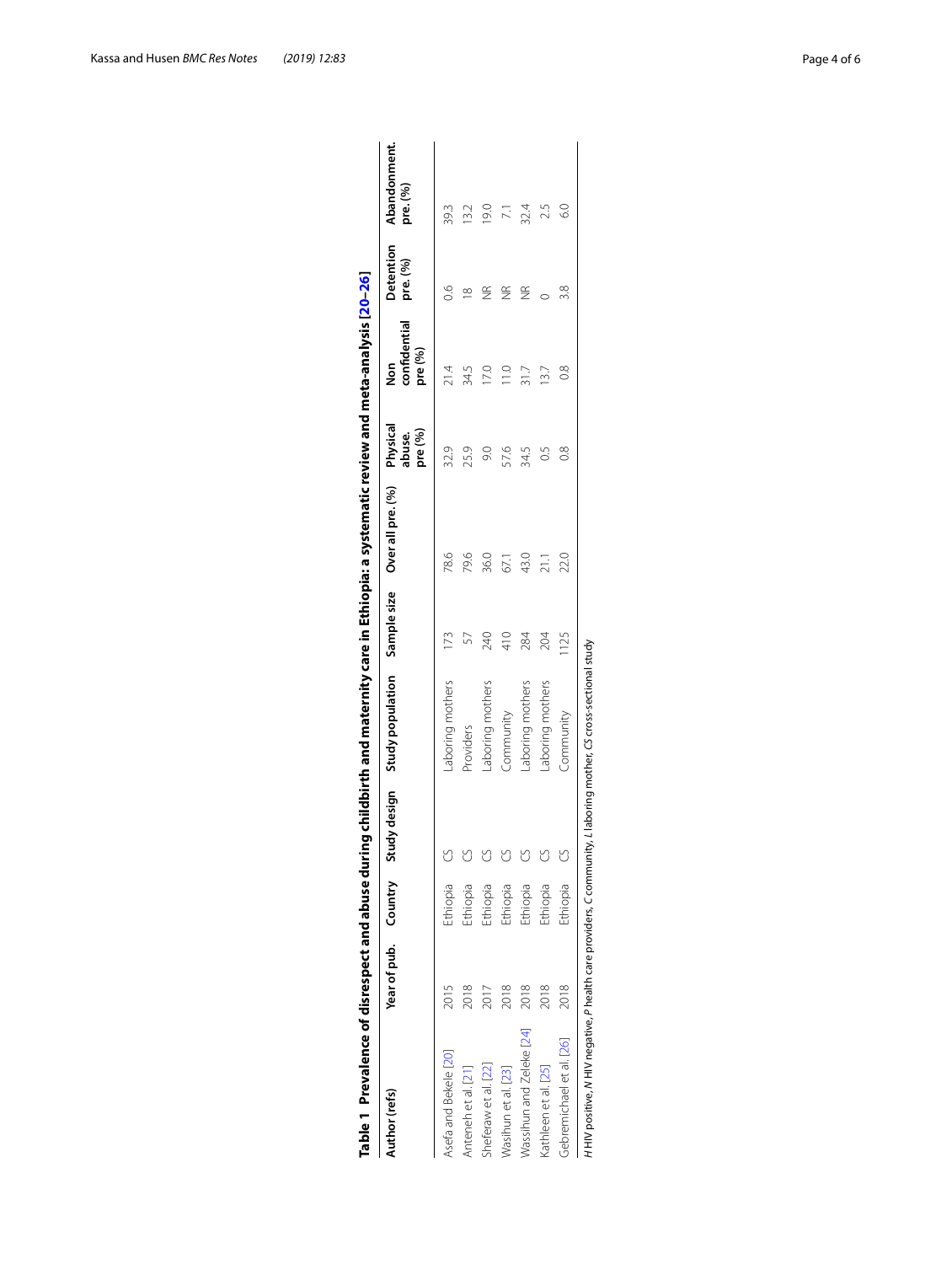**Table 1 Prevalence of disrespect and abuse during childbirth and maternity care in Ethiopia: a systematic review and meta-analysis [20–26]**

| Author (refs) | Year of pub. | Country | Study design | Study population | Sample size | Over all pre. (%) | Physical abuse. pre (%) | Non confidential pre (%) | Detention pre. (%) | Abandonment. pre. (%) |
|---|---|---|---|---|---|---|---|---|---|---|
| Asefa and Bekele [20] | 2015 | Ethiopia | CS | Laboring mothers | 173 | 78.6 | 32.9 | 21.4 | 0.6 | 39.3 |
| Anteneh et al. [21] | 2018 | Ethiopia | CS | Providers | 57 | 79.6 | 25.9 | 34.5 | 18 | 13.2 |
| Sheferaw et al. [22] | 2017 | Ethiopia | CS | Laboring mothers | 240 | 36.0 | 9.0 | 17.0 | NR | 19.0 |
| Wasihun et al. [23] | 2018 | Ethiopia | CS | Community | 410 | 67.1 | 57.6 | 11.0 | NR | 7.1 |
| Wassihun and Zeleke [24] | 2018 | Ethiopia | CS | Laboring mothers | 284 | 43.0 | 34.5 | 31.7 | NR | 32.4 |
| Kathleen et al. [25] | 2018 | Ethiopia | CS | Laboring mothers | 204 | 21.1 | 0.5 | 13.7 | 0 | 2.5 |
| Gebremichael et al. [26] | 2018 | Ethiopia | CS | Community | 1125 | 22.0 | 0.8 | 0.8 | 3.8 | 6.0 |

*H* HIV positive, *N* HIV negative, *P* health care providers, *C* community, *L* laboring mother, *CS* cross-sectional study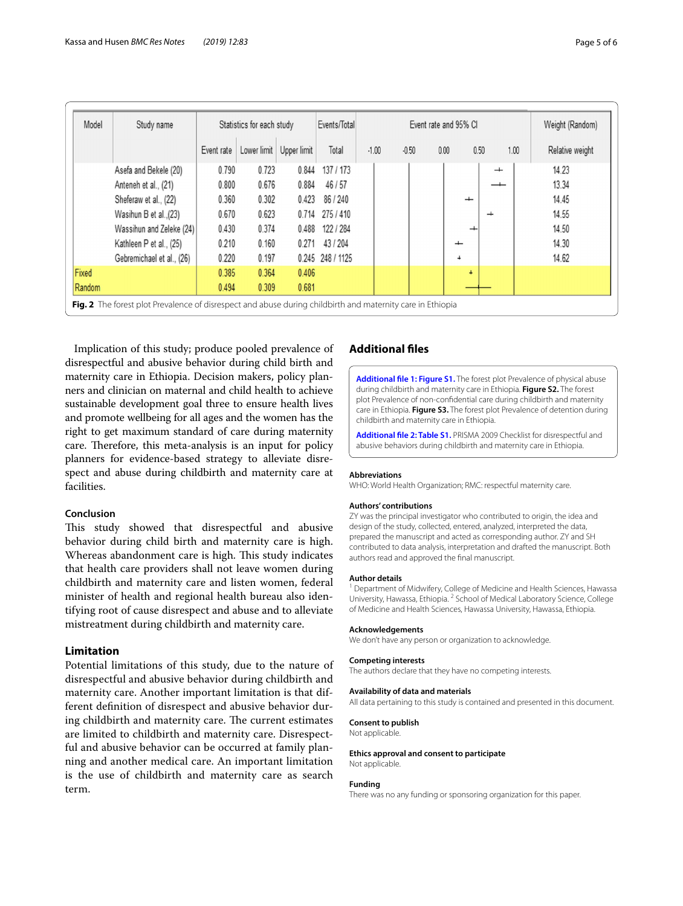| Model | Study name | Statistics for each study | | | Events/Total | Weight (Random) |
|---|---|---|---|---|---|---|
| | | Event rate | Lower limit | Upper limit | Total | Relative weight |
| | Asefa and Bekele (20) | 0.790 | 0.723 | 0.844 | 137 / 173 | 14.23 |
| | Anteneh et al., (21) | 0.800 | 0.676 | 0.884 | 46 / 57 | 13.34 |
| | Sheferaw et al., (22) | 0.360 | 0.302 | 0.423 | 86 / 240 | 14.45 |
| | Wasihun B et al.,(23) | 0.670 | 0.623 | 0.714 | 275 / 410 | 14.55 |
| | Wassihun and Zeleke (24) | 0.430 | 0.374 | 0.488 | 122 / 284 | 14.50 |
| | Kathleen P et al., (25) | 0.210 | 0.160 | 0.271 | 43 / 204 | 14.30 |
| | Gebremichael et al., (26) | 0.220 | 0.197 | 0.245 | 248 / 1125 | 14.62 |
| Fixed | | 0.385 | 0.364 | 0.406 | | |
| Random | | 0.494 | 0.309 | 0.681 | | |

**Fig. 2** The forest plot Prevalence of disrespect and abuse during childbirth and maternity care in Ethiopia

Implication of this study; produce pooled prevalence of disrespectful and abusive behavior during child birth and maternity care in Ethiopia. Decision makers, policy planners and clinician on maternal and child health to achieve sustainable development goal three to ensure health lives and promote wellbeing for all ages and the women has the right to get maximum standard of care during maternity care. Therefore, this meta-analysis is an input for policy planners for evidence-based strategy to alleviate disrespect and abuse during childbirth and maternity care at facilities.

### Conclusion

This study showed that disrespectful and abusive behavior during child birth and maternity care is high. Whereas abandonment care is high. This study indicates that health care providers shall not leave women during childbirth and maternity care and listen women, federal minister of health and regional health bureau also identifying root of cause disrespect and abuse and to alleviate mistreatment during childbirth and maternity care.

## Limitation

Potential limitations of this study, due to the nature of disrespectful and abusive behavior during childbirth and maternity care. Another important limitation is that different definition of disrespect and abusive behavior during childbirth and maternity care. The current estimates are limited to childbirth and maternity care. Disrespectful and abusive behavior can be occurred at family planning and another medical care. An important limitation is the use of childbirth and maternity care as search term.

## Additional files

**Additional file 1: Figure S1.** The forest plot Prevalence of physical abuse during childbirth and maternity care in Ethiopia. **Figure S2.** The forest plot Prevalence of non-confidential care during childbirth and maternity care in Ethiopia. **Figure S3.** The forest plot Prevalence of detention during childbirth and maternity care in Ethiopia.

**Additional file 2: Table S1.** PRISMA 2009 Checklist for disrespectful and abusive behaviors during childbirth and maternity care in Ethiopia.

### Abbreviations

WHO: World Health Organization; RMC: respectful maternity care.

### Authors' contributions

ZY was the principal investigator who contributed to origin, the idea and design of the study, collected, entered, analyzed, interpreted the data, prepared the manuscript and acted as corresponding author. ZY and SH contributed to data analysis, interpretation and drafted the manuscript. Both authors read and approved the final manuscript.

### Author details

[1] Department of Midwifery, College of Medicine and Health Sciences, Hawassa University, Hawassa, Ethiopia. [2] School of Medical Laboratory Science, College of Medicine and Health Sciences, Hawassa University, Hawassa, Ethiopia.

### Acknowledgements

We don't have any person or organization to acknowledge.

### Competing interests

The authors declare that they have no competing interests.

### Availability of data and materials

All data pertaining to this study is contained and presented in this document.

### Consent to publish

Not applicable.

### Ethics approval and consent to participate

Not applicable.

### Funding

There was no any funding or sponsoring organization for this paper.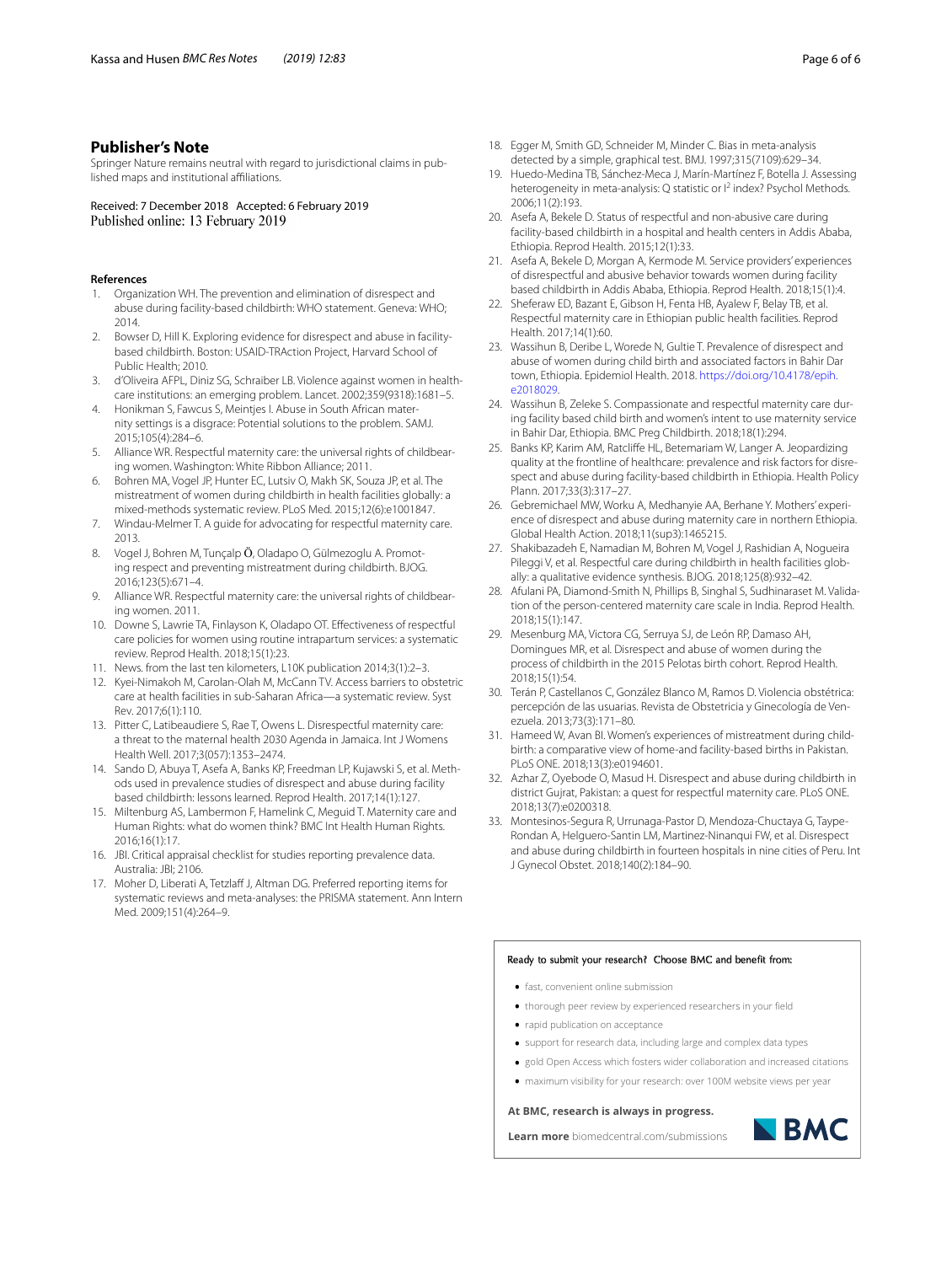## Publisher's Note

Springer Nature remains neutral with regard to jurisdictional claims in published maps and institutional affiliations.

Received: 7 December 2018 Accepted: 6 February 2019
Published online: 13 February 2019

## References

1. Organization WH. The prevention and elimination of disrespect and abuse during facility-based childbirth: WHO statement. Geneva: WHO; 2014.
2. Bowser D, Hill K. Exploring evidence for disrespect and abuse in facility-based childbirth. Boston: USAID-TRAction Project, Harvard School of Public Health; 2010.
3. d'Oliveira AFPL, Diniz SG, Schraiber LB. Violence against women in health-care institutions: an emerging problem. Lancet. 2002;359(9318):1681–5.
4. Honikman S, Fawcus S, Meintjes I. Abuse in South African maternity settings is a disgrace: Potential solutions to the problem. SAMJ. 2015;105(4):284–6.
5. Alliance WR. Respectful maternity care: the universal rights of childbearing women. Washington: White Ribbon Alliance; 2011.
6. Bohren MA, Vogel JP, Hunter EC, Lutsiv O, Makh SK, Souza JP, et al. The mistreatment of women during childbirth in health facilities globally: a mixed-methods systematic review. PLoS Med. 2015;12(6):e1001847.
7. Windau-Melmer T. A guide for advocating for respectful maternity care. 2013.
8. Vogel J, Bohren M, Tunçalp Ö, Oladapo O, Gülmezoglu A. Promoting respect and preventing mistreatment during childbirth. BJOG. 2016;123(5):671–4.
9. Alliance WR. Respectful maternity care: the universal rights of childbearing women. 2011.
10. Downe S, Lawrie TA, Finlayson K, Oladapo OT. Effectiveness of respectful care policies for women using routine intrapartum services: a systematic review. Reprod Health. 2018;15(1):23.
11. News. from the last ten kilometers, L10K publication 2014;3(1):2–3.
12. Kyei-Nimakoh M, Carolan-Olah M, McCann TV. Access barriers to obstetric care at health facilities in sub-Saharan Africa—a systematic review. Syst Rev. 2017;6(1):110.
13. Pitter C, Latibeaudiere S, Rae T, Owens L. Disrespectful maternity care: a threat to the maternal health 2030 Agenda in Jamaica. Int J Womens Health Well. 2017;3(057):1353–2474.
14. Sando D, Abuya T, Asefa A, Banks KP, Freedman LP, Kujawski S, et al. Methods used in prevalence studies of disrespect and abuse during facility based childbirth: lessons learned. Reprod Health. 2017;14(1):127.
15. Miltenburg AS, Lambermon F, Hamelink C, Meguid T. Maternity care and Human Rights: what do women think? BMC Int Health Human Rights. 2016;16(1):17.
16. JBI. Critical appraisal checklist for studies reporting prevalence data. Australia: JBI; 2106.
17. Moher D, Liberati A, Tetzlaff J, Altman DG. Preferred reporting items for systematic reviews and meta-analyses: the PRISMA statement. Ann Intern Med. 2009;151(4):264–9.
18. Egger M, Smith GD, Schneider M, Minder C. Bias in meta-analysis detected by a simple, graphical test. BMJ. 1997;315(7109):629–34.
19. Huedo-Medina TB, Sánchez-Meca J, Marín-Martínez F, Botella J. Assessing heterogeneity in meta-analysis: Q statistic or $I^2$ index? Psychol Methods. 2006;11(2):193.
20. Asefa A, Bekele D. Status of respectful and non-abusive care during facility-based childbirth in a hospital and health centers in Addis Ababa, Ethiopia. Reprod Health. 2015;12(1):33.
21. Asefa A, Bekele D, Morgan A, Kermode M. Service providers' experiences of disrespectful and abusive behavior towards women during facility based childbirth in Addis Ababa, Ethiopia. Reprod Health. 2018;15(1):4.
22. Sheferaw ED, Bazant E, Gibson H, Fenta HB, Ayalew F, Belay TB, et al. Respectful maternity care in Ethiopian public health facilities. Reprod Health. 2017;14(1):60.
23. Wassihun B, Deribe L, Worede N, Gultie T. Prevalence of disrespect and abuse of women during child birth and associated factors in Bahir Dar town, Ethiopia. Epidemiol Health. 2018. https://doi.org/10.4178/epih.e2018029.
24. Wassihun B, Zeleke S. Compassionate and respectful maternity care during facility based child birth and women's intent to use maternity service in Bahir Dar, Ethiopia. BMC Preg Childbirth. 2018;18(1):294.
25. Banks KP, Karim AM, Ratcliffe HL, Betemariam W, Langer A. Jeopardizing quality at the frontline of healthcare: prevalence and risk factors for disrespect and abuse during facility-based childbirth in Ethiopia. Health Policy Plann. 2017;33(3):317–27.
26. Gebremichael MW, Worku A, Medhanyie AA, Berhane Y. Mothers' experience of disrespect and abuse during maternity care in northern Ethiopia. Global Health Action. 2018;11(sup3):1465215.
27. Shakibazadeh E, Namadian M, Bohren M, Vogel J, Rashidian A, Nogueira Pileggi V, et al. Respectful care during childbirth in health facilities globally: a qualitative evidence synthesis. BJOG. 2018;125(8):932–42.
28. Afulani PA, Diamond-Smith N, Phillips B, Singhal S, Sudhinaraset M. Validation of the person-centered maternity care scale in India. Reprod Health. 2018;15(1):147.
29. Mesenburg MA, Victora CG, Serruya SJ, de León RP, Damaso AH, Domingues MR, et al. Disrespect and abuse of women during the process of childbirth in the 2015 Pelotas birth cohort. Reprod Health. 2018;15(1):54.
30. Terán P, Castellanos C, González Blanco M, Ramos D. Violencia obstétrica: percepción de las usuarias. Revista de Obstetricia y Ginecología de Venezuela. 2013;73(3):171–80.
31. Hameed W, Avan BI. Women's experiences of mistreatment during childbirth: a comparative view of home-and facility-based births in Pakistan. PLoS ONE. 2018;13(3):e0194601.
32. Azhar Z, Oyebode O, Masud H. Disrespect and abuse during childbirth in district Gujrat, Pakistan: a quest for respectful maternity care. PLoS ONE. 2018;13(7):e0200318.
33. Montesinos-Segura R, Urrunaga-Pastor D, Mendoza-Chuctaya G, Taype-Rondan A, Helguero-Santin LM, Martinez-Ninanqui FW, et al. Disrespect and abuse during childbirth in fourteen hospitals in nine cities of Peru. Int J Gynecol Obstet. 2018;140(2):184–90.

Ready to submit your research? Choose BMC and benefit from:

- fast, convenient online submission
- thorough peer review by experienced researchers in your field
- rapid publication on acceptance
- support for research data, including large and complex data types
- gold Open Access which fosters wider collaboration and increased citations
- maximum visibility for your research: over 100M website views per year

**At BMC, research is always in progress.**

**Learn more** biomedcentral.com/submissions

BMC